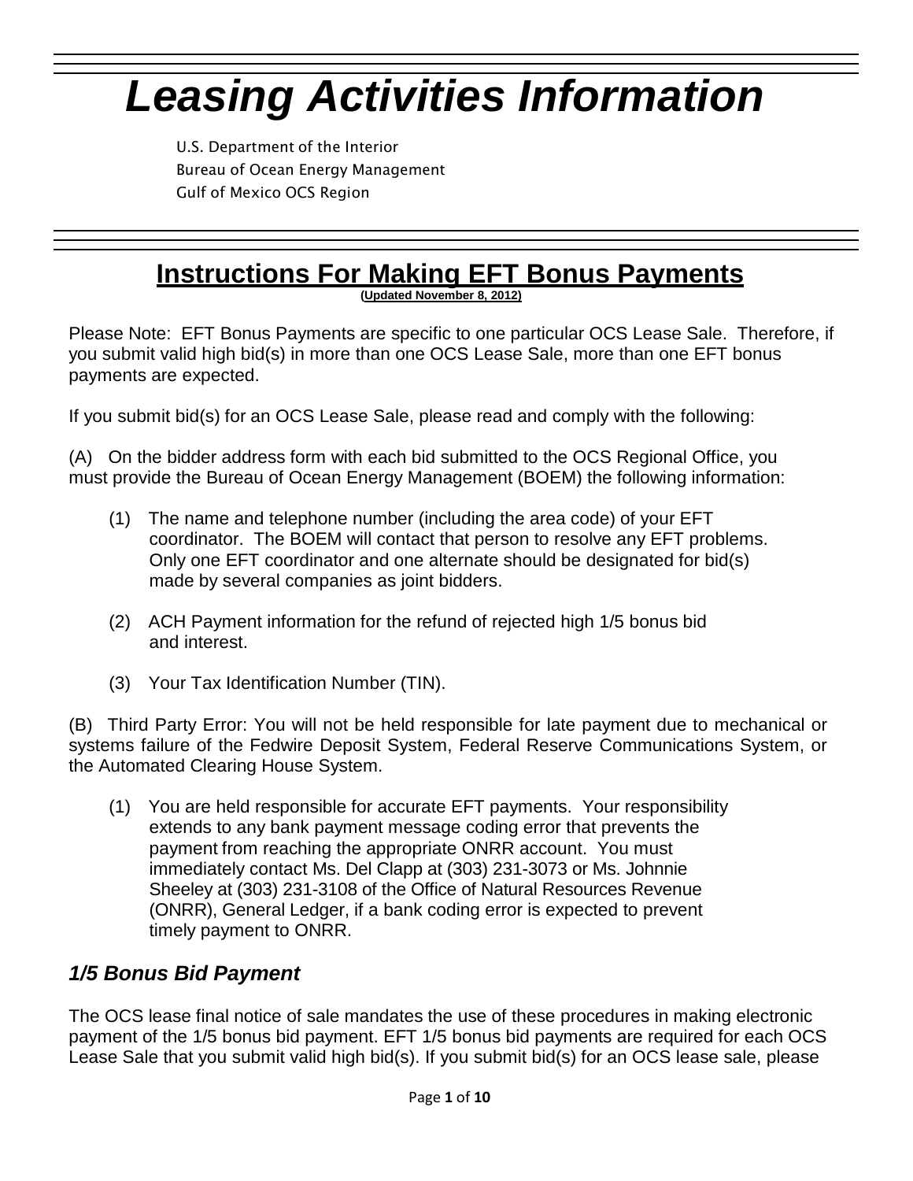# Leasing Activities Information

U.S. Department of the Interior
Bureau of Ocean Energy Management
Gulf of Mexico OCS Region

## Instructions For Making EFT Bonus Payments

**(Updated November 8, 2012)**

Please Note: EFT Bonus Payments are specific to one particular OCS Lease Sale. Therefore, if you submit valid high bid(s) in more than one OCS Lease Sale, more than one EFT bonus payments are expected.

If you submit bid(s) for an OCS Lease Sale, please read and comply with the following:

(A) On the bidder address form with each bid submitted to the OCS Regional Office, you must provide the Bureau of Ocean Energy Management (BOEM) the following information:

(1) The name and telephone number (including the area code) of your EFT coordinator. The BOEM will contact that person to resolve any EFT problems. Only one EFT coordinator and one alternate should be designated for bid(s) made by several companies as joint bidders.

(2) ACH Payment information for the refund of rejected high 1/5 bonus bid and interest.

(3) Your Tax Identification Number (TIN).

(B) Third Party Error: You will not be held responsible for late payment due to mechanical or systems failure of the Fedwire Deposit System, Federal Reserve Communications System, or the Automated Clearing House System.

(1) You are held responsible for accurate EFT payments. Your responsibility extends to any bank payment message coding error that prevents the payment from reaching the appropriate ONRR account. You must immediately contact Ms. Del Clapp at (303) 231-3073 or Ms. Johnnie Sheeley at (303) 231-3108 of the Office of Natural Resources Revenue (ONRR), General Ledger, if a bank coding error is expected to prevent timely payment to ONRR.

### *1/5 Bonus Bid Payment*

The OCS lease final notice of sale mandates the use of these procedures in making electronic payment of the 1/5 bonus bid payment. EFT 1/5 bonus bid payments are required for each OCS Lease Sale that you submit valid high bid(s). If you submit bid(s) for an OCS lease sale, please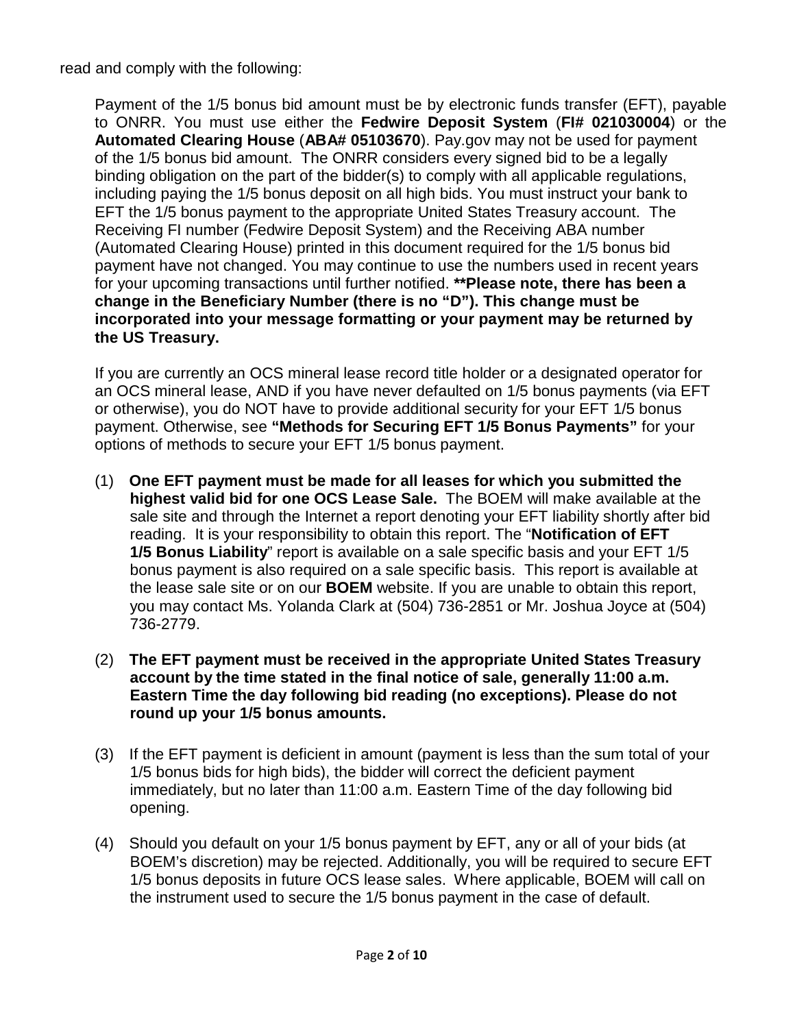read and comply with the following:

Payment of the 1/5 bonus bid amount must be by electronic funds transfer (EFT), payable to ONRR. You must use either the **Fedwire Deposit System** (**FI# 021030004**) or the **Automated Clearing House** (**ABA# 05103670**). Pay.gov may not be used for payment of the 1/5 bonus bid amount. The ONRR considers every signed bid to be a legally binding obligation on the part of the bidder(s) to comply with all applicable regulations, including paying the 1/5 bonus deposit on all high bids. You must instruct your bank to EFT the 1/5 bonus payment to the appropriate United States Treasury account. The Receiving FI number (Fedwire Deposit System) and the Receiving ABA number (Automated Clearing House) printed in this document required for the 1/5 bonus bid payment have not changed. You may continue to use the numbers used in recent years for your upcoming transactions until further notified. **\*\*Please note, there has been a change in the Beneficiary Number (there is no "D"). This change must be incorporated into your message formatting or your payment may be returned by the US Treasury.**

If you are currently an OCS mineral lease record title holder or a designated operator for an OCS mineral lease, AND if you have never defaulted on 1/5 bonus payments (via EFT or otherwise), you do NOT have to provide additional security for your EFT 1/5 bonus payment. Otherwise, see **"Methods for Securing EFT 1/5 Bonus Payments"** for your options of methods to secure your EFT 1/5 bonus payment.

(1) **One EFT payment must be made for all leases for which you submitted the highest valid bid for one OCS Lease Sale.** The BOEM will make available at the sale site and through the Internet a report denoting your EFT liability shortly after bid reading. It is your responsibility to obtain this report. The "**Notification of EFT 1/5 Bonus Liability**" report is available on a sale specific basis and your EFT 1/5 bonus payment is also required on a sale specific basis. This report is available at the lease sale site or on our **BOEM** website. If you are unable to obtain this report, you may contact Ms. Yolanda Clark at (504) 736-2851 or Mr. Joshua Joyce at (504) 736-2779.

(2) **The EFT payment must be received in the appropriate United States Treasury account by the time stated in the final notice of sale, generally 11:00 a.m. Eastern Time the day following bid reading (no exceptions). Please do not round up your 1/5 bonus amounts.**

(3) If the EFT payment is deficient in amount (payment is less than the sum total of your 1/5 bonus bids for high bids), the bidder will correct the deficient payment immediately, but no later than 11:00 a.m. Eastern Time of the day following bid opening.

(4) Should you default on your 1/5 bonus payment by EFT, any or all of your bids (at BOEM's discretion) may be rejected. Additionally, you will be required to secure EFT 1/5 bonus deposits in future OCS lease sales. Where applicable, BOEM will call on the instrument used to secure the 1/5 bonus payment in the case of default.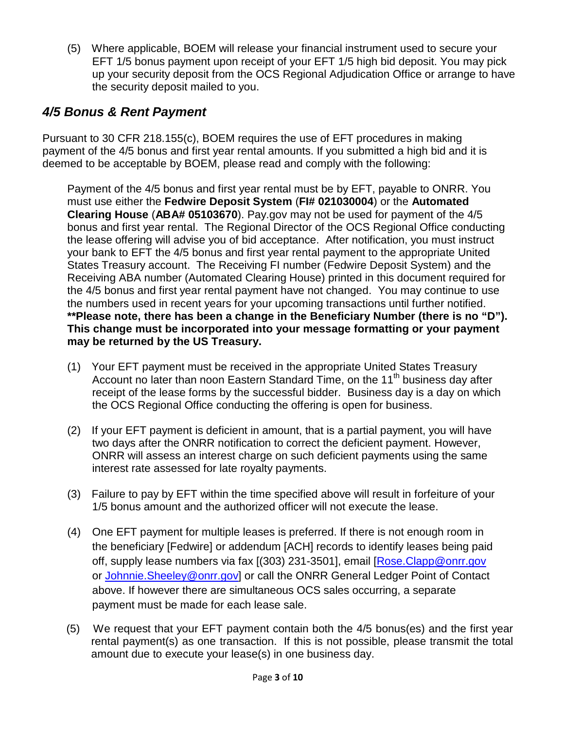(5) Where applicable, BOEM will release your financial instrument used to secure your EFT 1/5 bonus payment upon receipt of your EFT 1/5 high bid deposit. You may pick up your security deposit from the OCS Regional Adjudication Office or arrange to have the security deposit mailed to you.

## *4/5 Bonus & Rent Payment*

Pursuant to 30 CFR 218.155(c), BOEM requires the use of EFT procedures in making payment of the 4/5 bonus and first year rental amounts. If you submitted a high bid and it is deemed to be acceptable by BOEM, please read and comply with the following:

Payment of the 4/5 bonus and first year rental must be by EFT, payable to ONRR. You must use either the **Fedwire Deposit System** (**FI# 021030004**) or the **Automated Clearing House** (**ABA# 05103670**). Pay.gov may not be used for payment of the 4/5 bonus and first year rental. The Regional Director of the OCS Regional Office conducting the lease offering will advise you of bid acceptance. After notification, you must instruct your bank to EFT the 4/5 bonus and first year rental payment to the appropriate United States Treasury account. The Receiving FI number (Fedwire Deposit System) and the Receiving ABA number (Automated Clearing House) printed in this document required for the 4/5 bonus and first year rental payment have not changed. You may continue to use the numbers used in recent years for your upcoming transactions until further notified. **\*\*Please note, there has been a change in the Beneficiary Number (there is no "D"). This change must be incorporated into your message formatting or your payment may be returned by the US Treasury.**

(1) Your EFT payment must be received in the appropriate United States Treasury Account no later than noon Eastern Standard Time, on the 11th business day after receipt of the lease forms by the successful bidder. Business day is a day on which the OCS Regional Office conducting the offering is open for business.

(2) If your EFT payment is deficient in amount, that is a partial payment, you will have two days after the ONRR notification to correct the deficient payment. However, ONRR will assess an interest charge on such deficient payments using the same interest rate assessed for late royalty payments.

(3) Failure to pay by EFT within the time specified above will result in forfeiture of your 1/5 bonus amount and the authorized officer will not execute the lease.

(4) One EFT payment for multiple leases is preferred. If there is not enough room in the beneficiary [Fedwire] or addendum [ACH] records to identify leases being paid off, supply lease numbers via fax [(303) 231-3501], email [Rose.Clapp@onrr.gov or Johnnie.Sheeley@onrr.gov] or call the ONRR General Ledger Point of Contact above. If however there are simultaneous OCS sales occurring, a separate payment must be made for each lease sale.

(5) We request that your EFT payment contain both the 4/5 bonus(es) and the first year rental payment(s) as one transaction. If this is not possible, please transmit the total amount due to execute your lease(s) in one business day.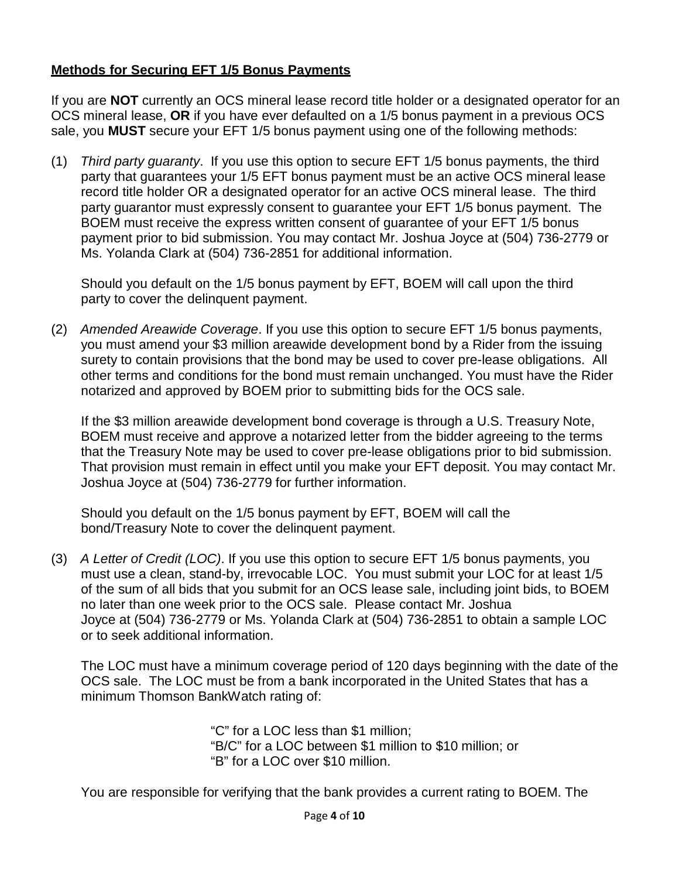**Methods for Securing EFT 1/5 Bonus Payments**

If you are **NOT** currently an OCS mineral lease record title holder or a designated operator for an OCS mineral lease, **OR** if you have ever defaulted on a 1/5 bonus payment in a previous OCS sale, you **MUST** secure your EFT 1/5 bonus payment using one of the following methods:

(1) *Third party guaranty*. If you use this option to secure EFT 1/5 bonus payments, the third party that guarantees your 1/5 EFT bonus payment must be an active OCS mineral lease record title holder OR a designated operator for an active OCS mineral lease. The third party guarantor must expressly consent to guarantee your EFT 1/5 bonus payment. The BOEM must receive the express written consent of guarantee of your EFT 1/5 bonus payment prior to bid submission. You may contact Mr. Joshua Joyce at (504) 736-2779 or Ms. Yolanda Clark at (504) 736-2851 for additional information.

    Should you default on the 1/5 bonus payment by EFT, BOEM will call upon the third party to cover the delinquent payment.

(2) *Amended Areawide Coverage*. If you use this option to secure EFT 1/5 bonus payments, you must amend your $3 million areawide development bond by a Rider from the issuing surety to contain provisions that the bond may be used to cover pre-lease obligations. All other terms and conditions for the bond must remain unchanged. You must have the Rider notarized and approved by BOEM prior to submitting bids for the OCS sale.

    If the $3 million areawide development bond coverage is through a U.S. Treasury Note, BOEM must receive and approve a notarized letter from the bidder agreeing to the terms that the Treasury Note may be used to cover pre-lease obligations prior to bid submission. That provision must remain in effect until you make your EFT deposit. You may contact Mr. Joshua Joyce at (504) 736-2779 for further information.

    Should you default on the 1/5 bonus payment by EFT, BOEM will call the bond/Treasury Note to cover the delinquent payment.

(3) *A Letter of Credit (LOC)*. If you use this option to secure EFT 1/5 bonus payments, you must use a clean, stand-by, irrevocable LOC. You must submit your LOC for at least 1/5 of the sum of all bids that you submit for an OCS lease sale, including joint bids, to BOEM no later than one week prior to the OCS sale. Please contact Mr. Joshua Joyce at (504) 736-2779 or Ms. Yolanda Clark at (504) 736-2851 to obtain a sample LOC or to seek additional information.

    The LOC must have a minimum coverage period of 120 days beginning with the date of the OCS sale. The LOC must be from a bank incorporated in the United States that has a minimum Thomson BankWatch rating of:

    "C" for a LOC less than $1 million;
    "B/C" for a LOC between $1 million to $10 million; or
    "B" for a LOC over $10 million.

    You are responsible for verifying that the bank provides a current rating to BOEM. The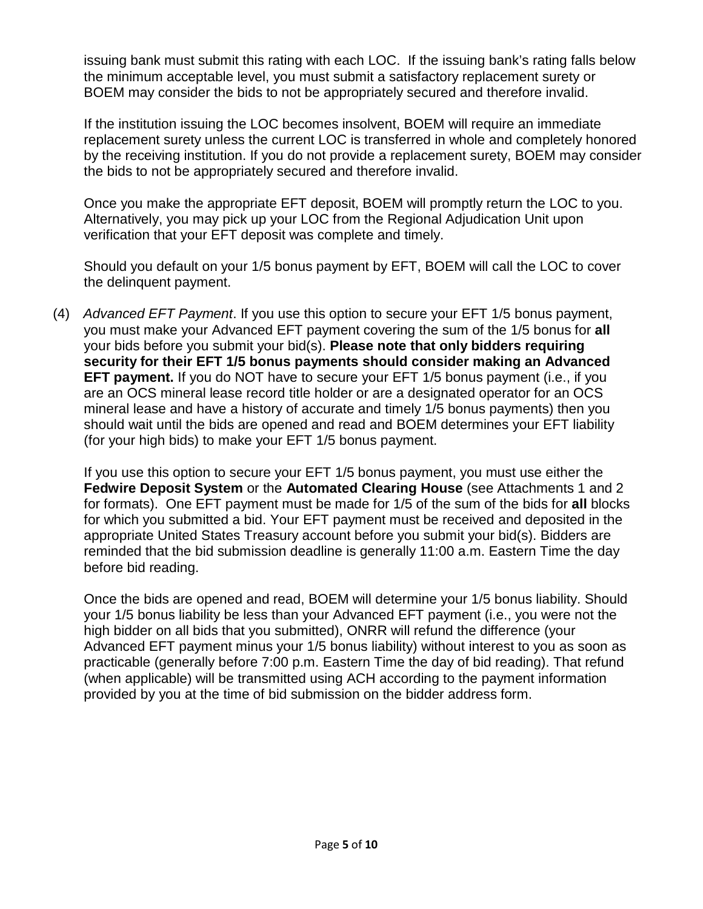issuing bank must submit this rating with each LOC. If the issuing bank's rating falls below the minimum acceptable level, you must submit a satisfactory replacement surety or BOEM may consider the bids to not be appropriately secured and therefore invalid.

If the institution issuing the LOC becomes insolvent, BOEM will require an immediate replacement surety unless the current LOC is transferred in whole and completely honored by the receiving institution. If you do not provide a replacement surety, BOEM may consider the bids to not be appropriately secured and therefore invalid.

Once you make the appropriate EFT deposit, BOEM will promptly return the LOC to you. Alternatively, you may pick up your LOC from the Regional Adjudication Unit upon verification that your EFT deposit was complete and timely.

Should you default on your 1/5 bonus payment by EFT, BOEM will call the LOC to cover the delinquent payment.

(4) *Advanced EFT Payment*. If you use this option to secure your EFT 1/5 bonus payment, you must make your Advanced EFT payment covering the sum of the 1/5 bonus for **all** your bids before you submit your bid(s). **Please note that only bidders requiring security for their EFT 1/5 bonus payments should consider making an Advanced EFT payment.** If you do NOT have to secure your EFT 1/5 bonus payment (i.e., if you are an OCS mineral lease record title holder or are a designated operator for an OCS mineral lease and have a history of accurate and timely 1/5 bonus payments) then you should wait until the bids are opened and read and BOEM determines your EFT liability (for your high bids) to make your EFT 1/5 bonus payment.

If you use this option to secure your EFT 1/5 bonus payment, you must use either the **Fedwire Deposit System** or the **Automated Clearing House** (see Attachments 1 and 2 for formats). One EFT payment must be made for 1/5 of the sum of the bids for **all** blocks for which you submitted a bid. Your EFT payment must be received and deposited in the appropriate United States Treasury account before you submit your bid(s). Bidders are reminded that the bid submission deadline is generally 11:00 a.m. Eastern Time the day before bid reading.

Once the bids are opened and read, BOEM will determine your 1/5 bonus liability. Should your 1/5 bonus liability be less than your Advanced EFT payment (i.e., you were not the high bidder on all bids that you submitted), ONRR will refund the difference (your Advanced EFT payment minus your 1/5 bonus liability) without interest to you as soon as practicable (generally before 7:00 p.m. Eastern Time the day of bid reading). That refund (when applicable) will be transmitted using ACH according to the payment information provided by you at the time of bid submission on the bidder address form.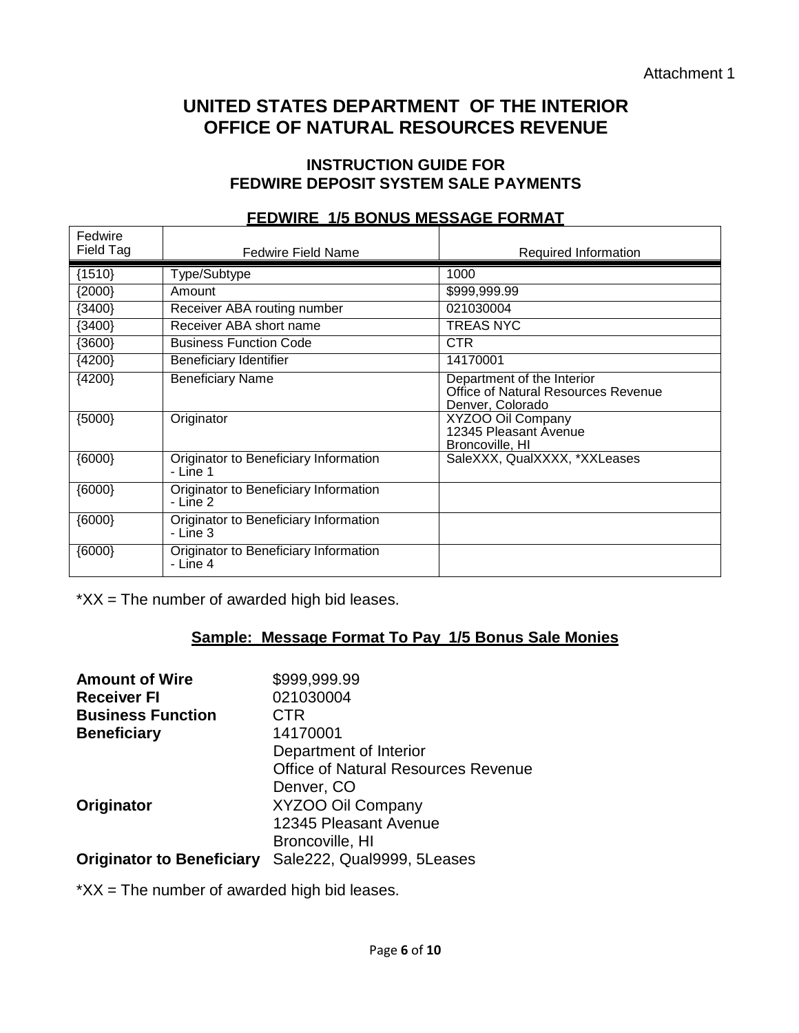Attachment 1

# UNITED STATES DEPARTMENT OF THE INTERIOR
# OFFICE OF NATURAL RESOURCES REVENUE

## INSTRUCTION GUIDE FOR FEDWIRE DEPOSIT SYSTEM SALE PAYMENTS

### FEDWIRE 1/5 BONUS MESSAGE FORMAT

| Fedwire Field Tag | Fedwire Field Name | Required Information |
|---|---|---|
| {1510} | Type/Subtype | 1000 |
| {2000} | Amount | $999,999.99 |
| {3400} | Receiver ABA routing number | 021030004 |
| {3400} | Receiver ABA short name | TREAS NYC |
| {3600} | Business Function Code | CTR |
| {4200} | Beneficiary Identifier | 14170001 |
| {4200} | Beneficiary Name | Department of the Interior<br>Office of Natural Resources Revenue<br>Denver, Colorado |
| {5000} | Originator | XYZOO Oil Company<br>12345 Pleasant Avenue<br>Broncoville, HI |
| {6000} | Originator to Beneficiary Information - Line 1 | SaleXXX, QualXXXX, *XXLeases |
| {6000} | Originator to Beneficiary Information - Line 2 | |
| {6000} | Originator to Beneficiary Information - Line 3 | |
| {6000} | Originator to Beneficiary Information - Line 4 | |

*XX = The number of awarded high bid leases.

### Sample: Message Format To Pay 1/5 Bonus Sale Monies

| | |
|---|---|
| **Amount of Wire** | $999,999.99 |
| **Receiver FI** | 021030004 |
| **Business Function** | CTR |
| **Beneficiary** | 14170001<br>Department of Interior<br>Office of Natural Resources Revenue<br>Denver, CO |
| **Originator** | XYZOO Oil Company<br>12345 Pleasant Avenue<br>Broncoville, HI |
| **Originator to Beneficiary** | Sale222, Qual9999, 5Leases |

*XX = The number of awarded high bid leases.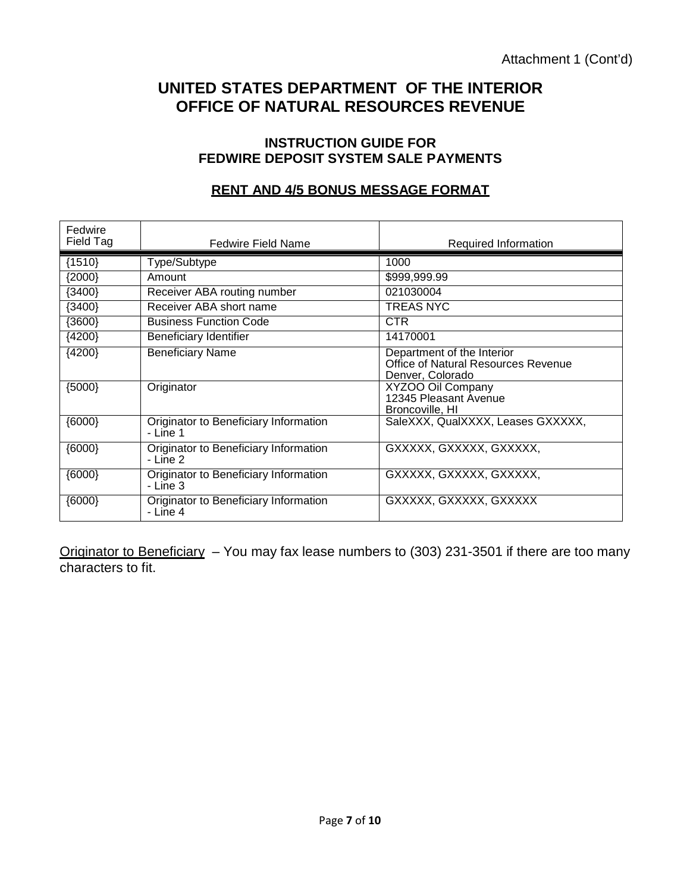Attachment 1 (Cont'd)

# UNITED STATES DEPARTMENT OF THE INTERIOR
# OFFICE OF NATURAL RESOURCES REVENUE

## INSTRUCTION GUIDE FOR FEDWIRE DEPOSIT SYSTEM SALE PAYMENTS

### RENT AND 4/5 BONUS MESSAGE FORMAT

| Fedwire Field Tag | Fedwire Field Name | Required Information |
|---|---|---|
| {1510} | Type/Subtype | 1000 |
| {2000} | Amount | $999,999.99 |
| {3400} | Receiver ABA routing number | 021030004 |
| {3400} | Receiver ABA short name | TREAS NYC |
| {3600} | Business Function Code | CTR |
| {4200} | Beneficiary Identifier | 14170001 |
| {4200} | Beneficiary Name | Department of the Interior<br>Office of Natural Resources Revenue<br>Denver, Colorado |
| {5000} | Originator | XYZOO Oil Company<br>12345 Pleasant Avenue<br>Broncoville, HI |
| {6000} | Originator to Beneficiary Information - Line 1 | SaleXXX, QualXXXX, Leases GXXXXX, |
| {6000} | Originator to Beneficiary Information - Line 2 | GXXXXX, GXXXXX, GXXXXX, |
| {6000} | Originator to Beneficiary Information - Line 3 | GXXXXX, GXXXXX, GXXXXX, |
| {6000} | Originator to Beneficiary Information - Line 4 | GXXXXX, GXXXXX, GXXXXX |

Originator to Beneficiary – You may fax lease numbers to (303) 231-3501 if there are too many characters to fit.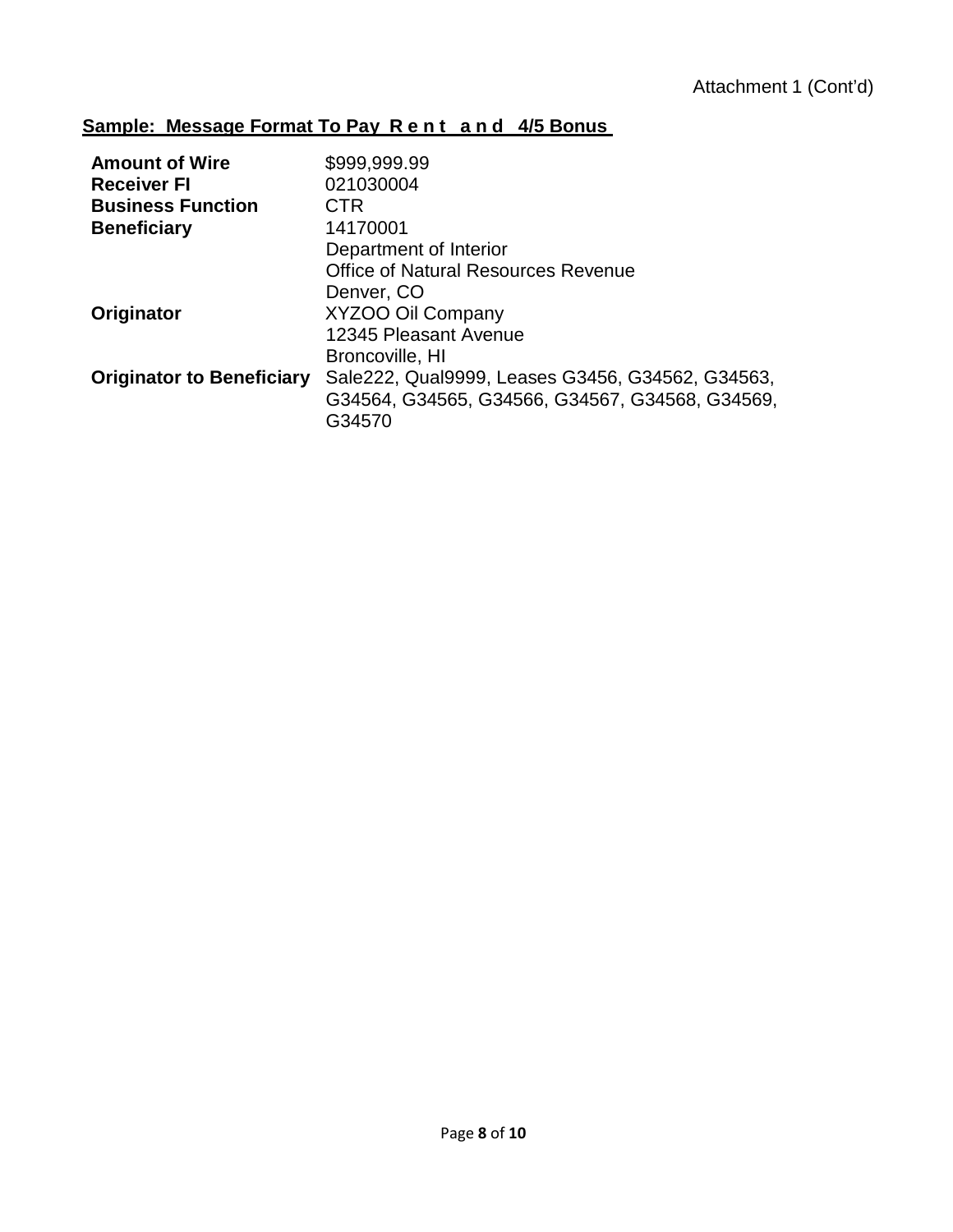Attachment 1 (Cont'd)

**Sample: Message Format To Pay Rent and 4/5 Bonus**

| | |
|---|---|
| **Amount of Wire** | $999,999.99 |
| **Receiver FI** | 021030004 |
| **Business Function** | CTR |
| **Beneficiary** | 14170001<br>Department of Interior<br>Office of Natural Resources Revenue<br>Denver, CO |
| **Originator** | XYZOO Oil Company<br>12345 Pleasant Avenue<br>Broncoville, HI |
| **Originator to Beneficiary** | Sale222, Qual9999, Leases G3456, G34562, G34563, G34564, G34565, G34566, G34567, G34568, G34569, G34570 |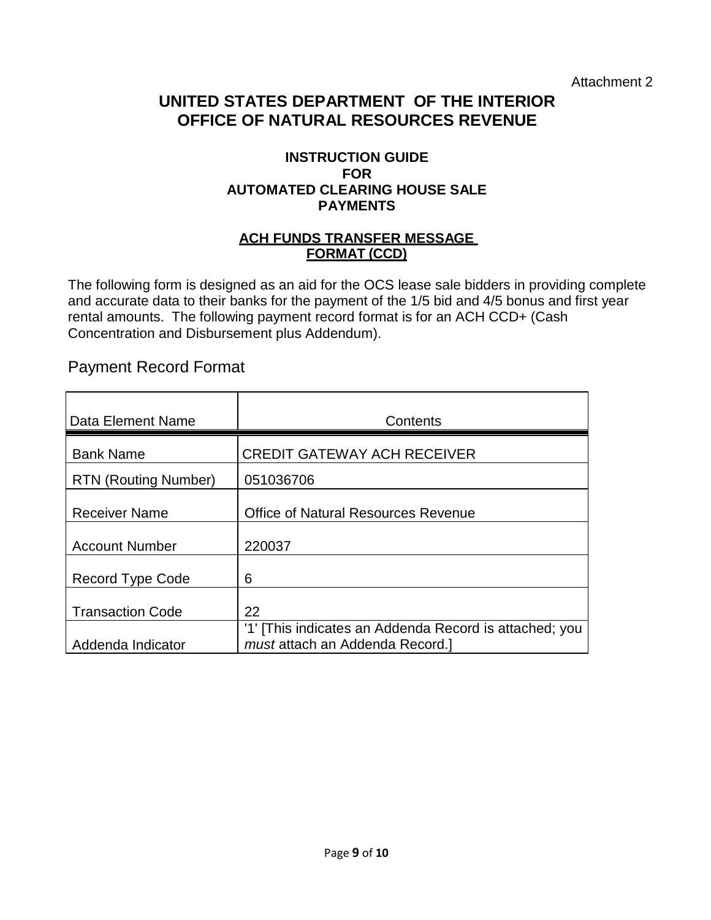Attachment 2

# UNITED STATES DEPARTMENT OF THE INTERIOR
# OFFICE OF NATURAL RESOURCES REVENUE

### INSTRUCTION GUIDE
### FOR
### AUTOMATED CLEARING HOUSE SALE
### PAYMENTS

### ACH FUNDS TRANSFER MESSAGE FORMAT (CCD)

The following form is designed as an aid for the OCS lease sale bidders in providing complete and accurate data to their banks for the payment of the 1/5 bid and 4/5 bonus and first year rental amounts. The following payment record format is for an ACH CCD+ (Cash Concentration and Disbursement plus Addendum).

## Payment Record Format

| Data Element Name | Contents |
|---|---|
| Bank Name | CREDIT GATEWAY ACH RECEIVER |
| RTN (Routing Number) | 051036706 |
| Receiver Name | Office of Natural Resources Revenue |
| Account Number | 220037 |
| Record Type Code | 6 |
| Transaction Code | 22 |
| Addenda Indicator | '1' [This indicates an Addenda Record is attached; you *must* attach an Addenda Record.] |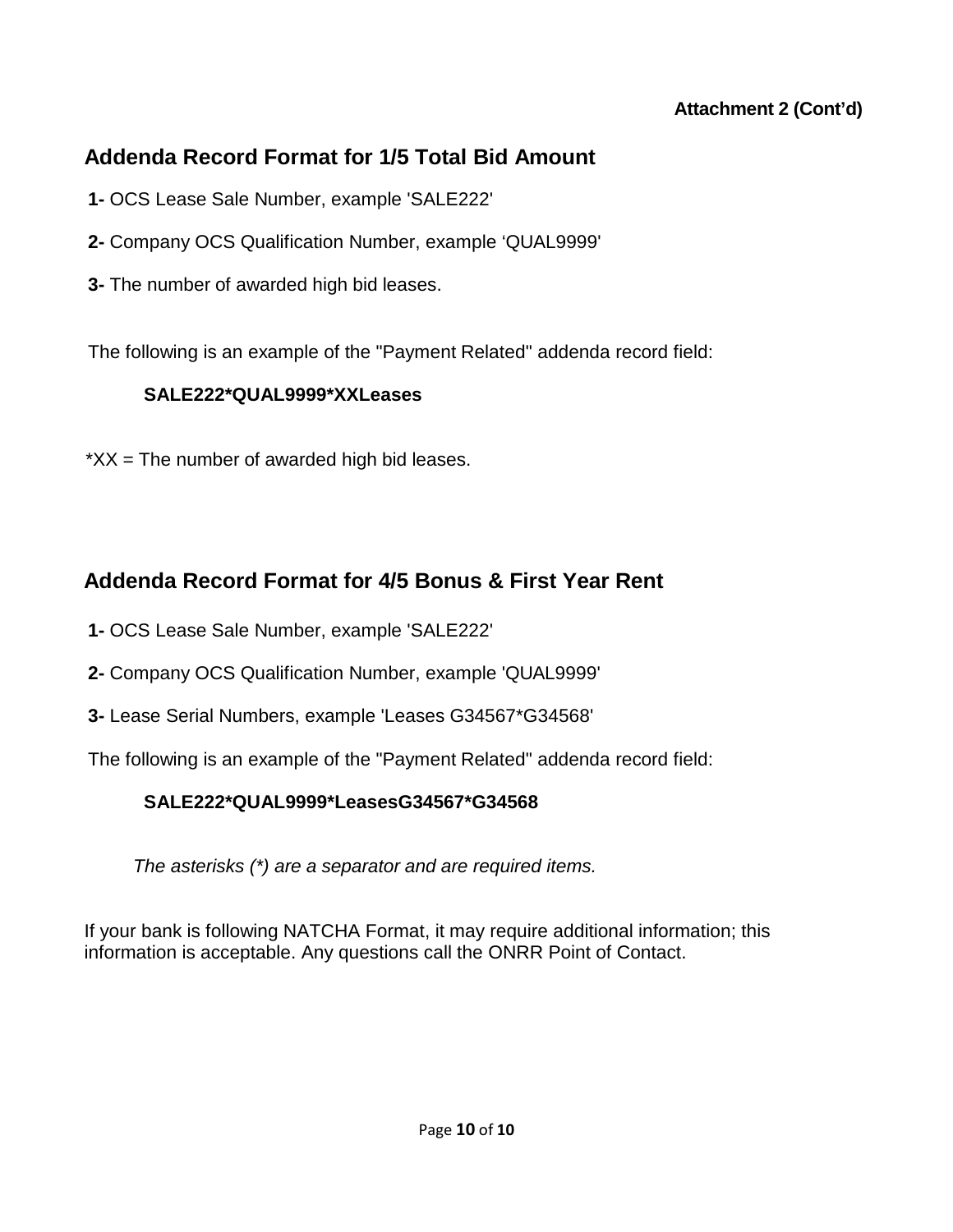**Attachment 2 (Cont'd)**

## Addenda Record Format for 1/5 Total Bid Amount

**1-** OCS Lease Sale Number, example 'SALE222'

**2-** Company OCS Qualification Number, example 'QUAL9999'

**3-** The number of awarded high bid leases.

The following is an example of the "Payment Related" addenda record field:

**SALE222*QUAL9999*XXLeases**

*XX = The number of awarded high bid leases.

## Addenda Record Format for 4/5 Bonus & First Year Rent

**1-** OCS Lease Sale Number, example 'SALE222'

**2-** Company OCS Qualification Number, example 'QUAL9999'

**3-** Lease Serial Numbers, example 'Leases G34567*G34568'

The following is an example of the "Payment Related" addenda record field:

**SALE222*QUAL9999*LeasesG34567*G34568**

*The asterisks (*) are a separator and are required items.*

If your bank is following NATCHA Format, it may require additional information; this information is acceptable. Any questions call the ONRR Point of Contact.